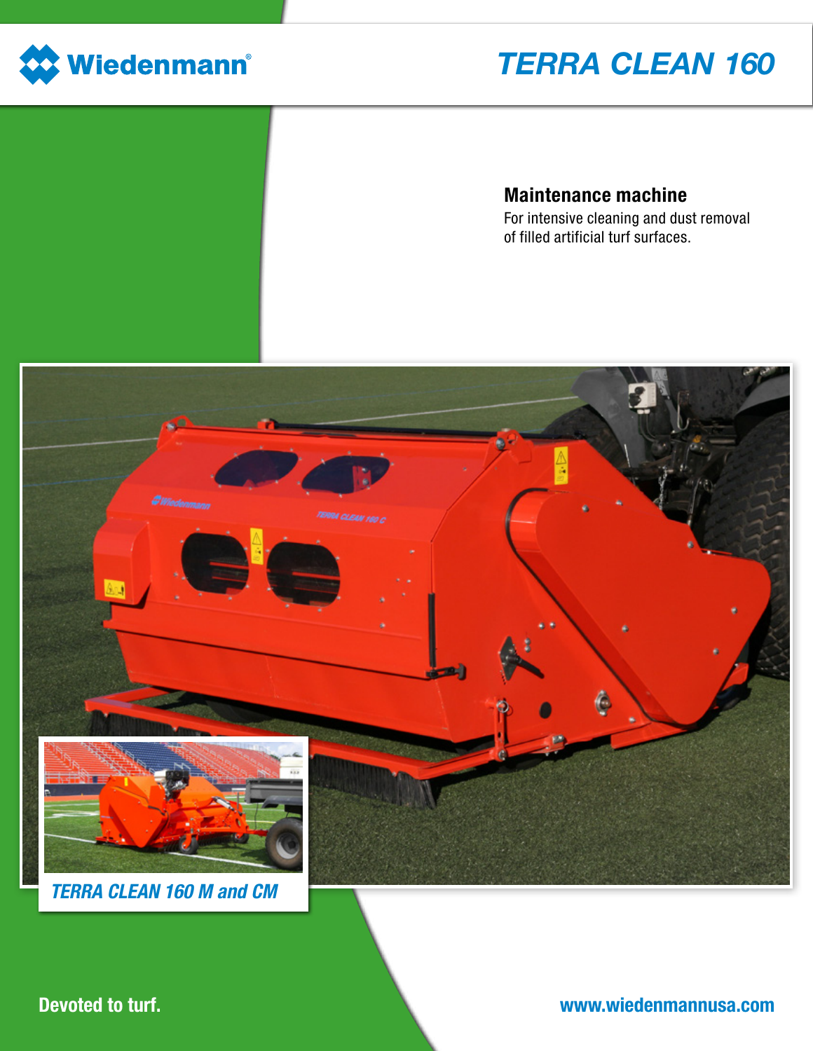Wiedenmann®

# TERRA CLEAN 160

## Maintenance machine

For intensive cleaning and dust removal of filled artificial turf surfaces.

TERRA CLEAN 160 M and CM

Devoted to turf.

www.wiedenmannusa.com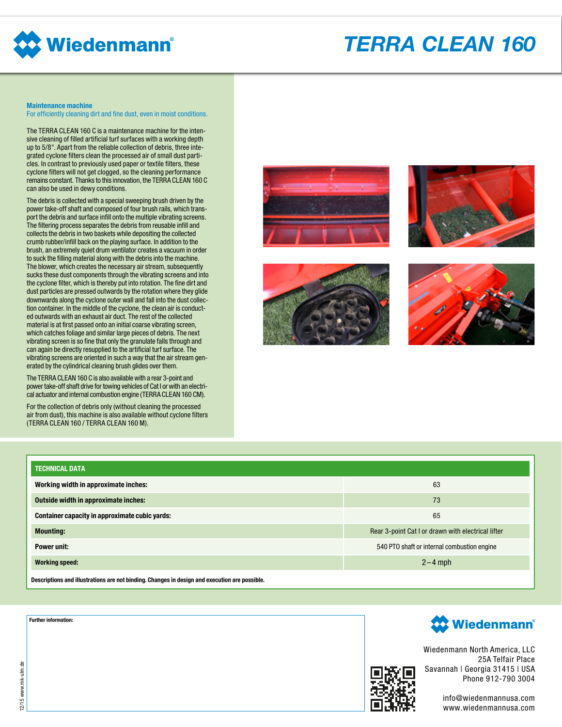# TERRA CLEAN 160

**Maintenance machine**
For efficiently cleaning dirt and fine dust, even in moist conditions.

The TERRA CLEAN 160 C is a maintenance machine for the intensive cleaning of filled artificial turf surfaces with a working depth up to 5/8". Apart from the reliable collection of debris, three integrated cyclone filters clean the processed air of small dust particles. In contrast to previously used paper or textile filters, these cyclone filters will not get clogged, so the cleaning performance remains constant. Thanks to this innovation, the TERRA CLEAN 160 C can also be used in dewy conditions.

The debris is collected with a special sweeping brush driven by the power take-off shaft and composed of four brush rails, which transport the debris and surface infill onto the multiple vibrating screens. The filtering process separates the debris from reusable infill and collects the debris in two baskets while depositing the collected crumb rubber/infill back on the playing surface. In addition to the brush, an extremely quiet drum ventilator creates a vacuum in order to suck the filling material along with the debris into the machine. The blower, which creates the necessary air stream, subsequently sucks these dust components through the vibrating screens and into the cyclone filter, which is thereby put into rotation. The fine dirt and dust particles are pressed outwards by the rotation where they glide downwards along the cyclone outer wall and fall into the dust collection container. In the middle of the cyclone, the clean air is conducted outwards with an exhaust air duct. The rest of the collected material is at first passed onto an initial coarse vibrating screen, which catches foliage and similar large pieces of debris. The next vibrating screen is so fine that only the granulate falls through and can again be directly resupplied to the artificial turf surface. The vibrating screens are oriented in such a way that the air stream generated by the cylindrical cleaning brush glides over them.

The TERRA CLEAN 160 C is also available with a rear 3-point and power take-off shaft drive for towing vehicles of Cat I or with an electrical actuator and internal combustion engine (TERRA CLEAN 160 CM).

For the collection of debris only (without cleaning the processed air from dust), this machine is also available without cyclone filters (TERRA CLEAN 160 / TERRA CLEAN 160 M).

| TECHNICAL DATA | |
|---|---|
| **Working width in approximate inches:** | 63 |
| **Outside width in approximate inches:** | 73 |
| **Container capacity in approximate cubic yards:** | 65 |
| **Mounting:** | Rear 3-point Cat I or drawn with electrical lifter |
| **Power unit:** | 540 PTO shaft or internal combustion engine |
| **Working speed:** | 2 – 4 mph |

**Descriptions and illustrations are not binding. Changes in design and execution are possible.**

**Further information:**

Wiedenmann North America, LLC
25A Telfair Place
Savannah | Georgia 31415 | USA
Phone 912-790 3004

info@wiedenmannusa.com
www.wiedenmannusa.com

12/15 www.mk-ulm.de